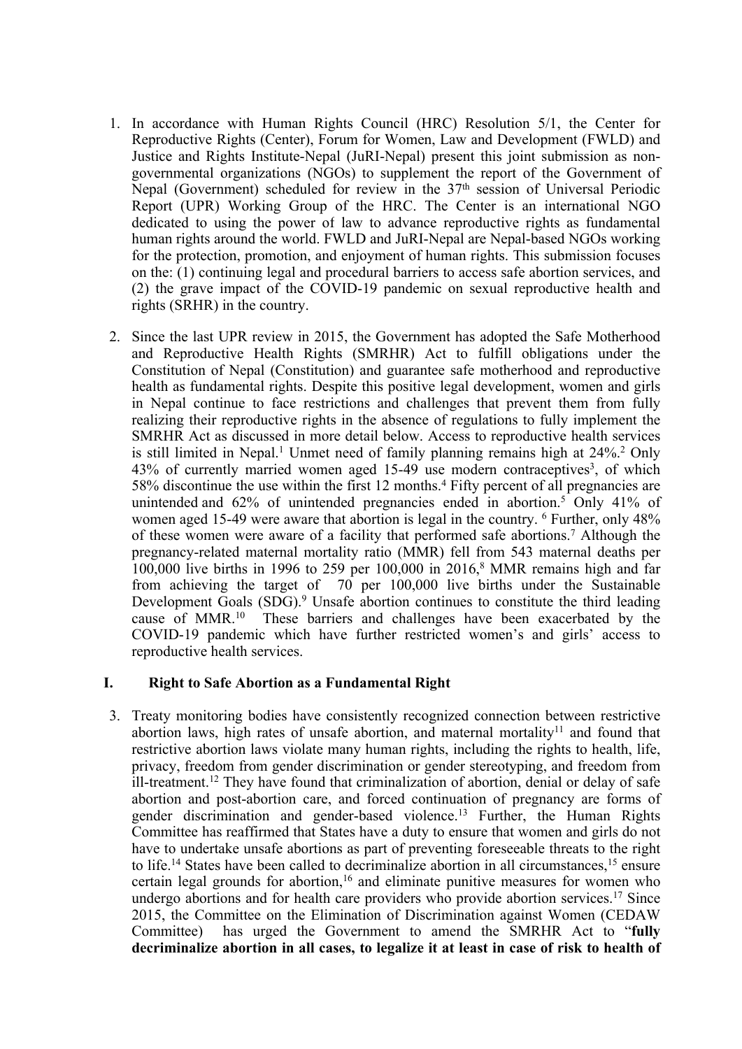1. In accordance with Human Rights Council (HRC) Resolution 5/1, the Center for Reproductive Rights (Center), Forum for Women, Law and Development (FWLD) and Justice and Rights Institute-Nepal (JuRI-Nepal) present this joint submission as non-governmental organizations (NGOs) to supplement the report of the Government of Nepal (Government) scheduled for review in the 37th session of Universal Periodic Report (UPR) Working Group of the HRC. The Center is an international NGO dedicated to using the power of law to advance reproductive rights as fundamental human rights around the world. FWLD and JuRI-Nepal are Nepal-based NGOs working for the protection, promotion, and enjoyment of human rights. This submission focuses on the: (1) continuing legal and procedural barriers to access safe abortion services, and (2) the grave impact of the COVID-19 pandemic on sexual reproductive health and rights (SRHR) in the country.

2. Since the last UPR review in 2015, the Government has adopted the Safe Motherhood and Reproductive Health Rights (SMRHR) Act to fulfill obligations under the Constitution of Nepal (Constitution) and guarantee safe motherhood and reproductive health as fundamental rights. Despite this positive legal development, women and girls in Nepal continue to face restrictions and challenges that prevent them from fully realizing their reproductive rights in the absence of regulations to fully implement the SMRHR Act as discussed in more detail below. Access to reproductive health services is still limited in Nepal.[1] Unmet need of family planning remains high at 24%.[2] Only 43% of currently married women aged 15-49 use modern contraceptives[3], of which 58% discontinue the use within the first 12 months.[4] Fifty percent of all pregnancies are unintended and 62% of unintended pregnancies ended in abortion.[5] Only 41% of women aged 15-49 were aware that abortion is legal in the country. [6] Further, only 48% of these women were aware of a facility that performed safe abortions.[7] Although the pregnancy-related maternal mortality ratio (MMR) fell from 543 maternal deaths per 100,000 live births in 1996 to 259 per 100,000 in 2016,[8] MMR remains high and far from achieving the target of 70 per 100,000 live births under the Sustainable Development Goals (SDG).[9] Unsafe abortion continues to constitute the third leading cause of MMR.[10] These barriers and challenges have been exacerbated by the COVID-19 pandemic which have further restricted women's and girls' access to reproductive health services.

## I. Right to Safe Abortion as a Fundamental Right

3. Treaty monitoring bodies have consistently recognized connection between restrictive abortion laws, high rates of unsafe abortion, and maternal mortality[11] and found that restrictive abortion laws violate many human rights, including the rights to health, life, privacy, freedom from gender discrimination or gender stereotyping, and freedom from ill-treatment.[12] They have found that criminalization of abortion, denial or delay of safe abortion and post-abortion care, and forced continuation of pregnancy are forms of gender discrimination and gender-based violence.[13] Further, the Human Rights Committee has reaffirmed that States have a duty to ensure that women and girls do not have to undertake unsafe abortions as part of preventing foreseeable threats to the right to life.[14] States have been called to decriminalize abortion in all circumstances,[15] ensure certain legal grounds for abortion,[16] and eliminate punitive measures for women who undergo abortions and for health care providers who provide abortion services.[17] Since 2015, the Committee on the Elimination of Discrimination against Women (CEDAW Committee) has urged the Government to amend the SMRHR Act to "**fully decriminalize abortion in all cases, to legalize it at least in case of risk to health of**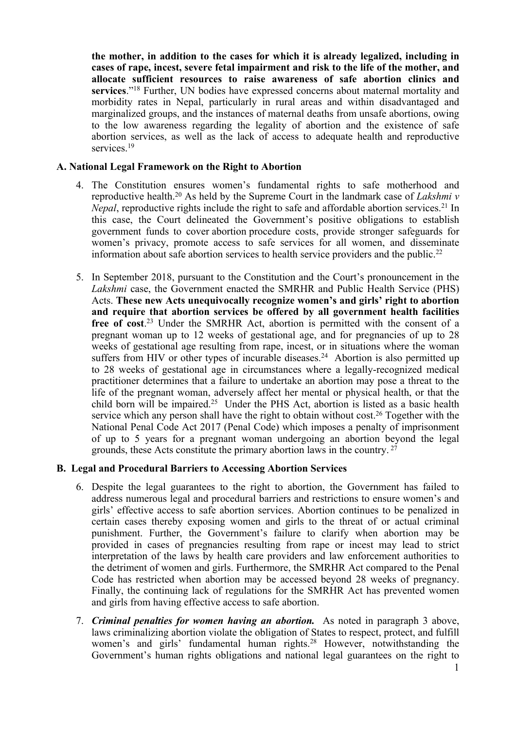**the mother, in addition to the cases for which it is already legalized, including in cases of rape, incest, severe fetal impairment and risk to the life of the mother, and allocate sufficient resources to raise awareness of safe abortion clinics and services**."[18] Further, UN bodies have expressed concerns about maternal mortality and morbidity rates in Nepal, particularly in rural areas and within disadvantaged and marginalized groups, and the instances of maternal deaths from unsafe abortions, owing to the low awareness regarding the legality of abortion and the existence of safe abortion services, as well as the lack of access to adequate health and reproductive services.[19]

### A. National Legal Framework on the Right to Abortion

4. The Constitution ensures women's fundamental rights to safe motherhood and reproductive health.[20] As held by the Supreme Court in the landmark case of *Lakshmi v Nepal*, reproductive rights include the right to safe and affordable abortion services.[21] In this case, the Court delineated the Government's positive obligations to establish government funds to cover abortion procedure costs, provide stronger safeguards for women's privacy, promote access to safe services for all women, and disseminate information about safe abortion services to health service providers and the public.[22]

5. In September 2018, pursuant to the Constitution and the Court's pronouncement in the *Lakshmi* case, the Government enacted the SMRHR and Public Health Service (PHS) Acts. **These new Acts unequivocally recognize women's and girls' right to abortion and require that abortion services be offered by all government health facilities free of cost**.[23] Under the SMRHR Act, abortion is permitted with the consent of a pregnant woman up to 12 weeks of gestational age, and for pregnancies of up to 28 weeks of gestational age resulting from rape, incest, or in situations where the woman suffers from HIV or other types of incurable diseases.[24] Abortion is also permitted up to 28 weeks of gestational age in circumstances where a legally-recognized medical practitioner determines that a failure to undertake an abortion may pose a threat to the life of the pregnant woman, adversely affect her mental or physical health, or that the child born will be impaired.[25] Under the PHS Act, abortion is listed as a basic health service which any person shall have the right to obtain without cost.[26] Together with the National Penal Code Act 2017 (Penal Code) which imposes a penalty of imprisonment of up to 5 years for a pregnant woman undergoing an abortion beyond the legal grounds, these Acts constitute the primary abortion laws in the country.[27]

### B. Legal and Procedural Barriers to Accessing Abortion Services

6. Despite the legal guarantees to the right to abortion, the Government has failed to address numerous legal and procedural barriers and restrictions to ensure women's and girls' effective access to safe abortion services. Abortion continues to be penalized in certain cases thereby exposing women and girls to the threat of or actual criminal punishment. Further, the Government's failure to clarify when abortion may be provided in cases of pregnancies resulting from rape or incest may lead to strict interpretation of the laws by health care providers and law enforcement authorities to the detriment of women and girls. Furthermore, the SMRHR Act compared to the Penal Code has restricted when abortion may be accessed beyond 28 weeks of pregnancy. Finally, the continuing lack of regulations for the SMRHR Act has prevented women and girls from having effective access to safe abortion.

7. ***Criminal penalties for women having an abortion.*** As noted in paragraph 3 above, laws criminalizing abortion violate the obligation of States to respect, protect, and fulfill women's and girls' fundamental human rights.[28] However, notwithstanding the Government's human rights obligations and national legal guarantees on the right to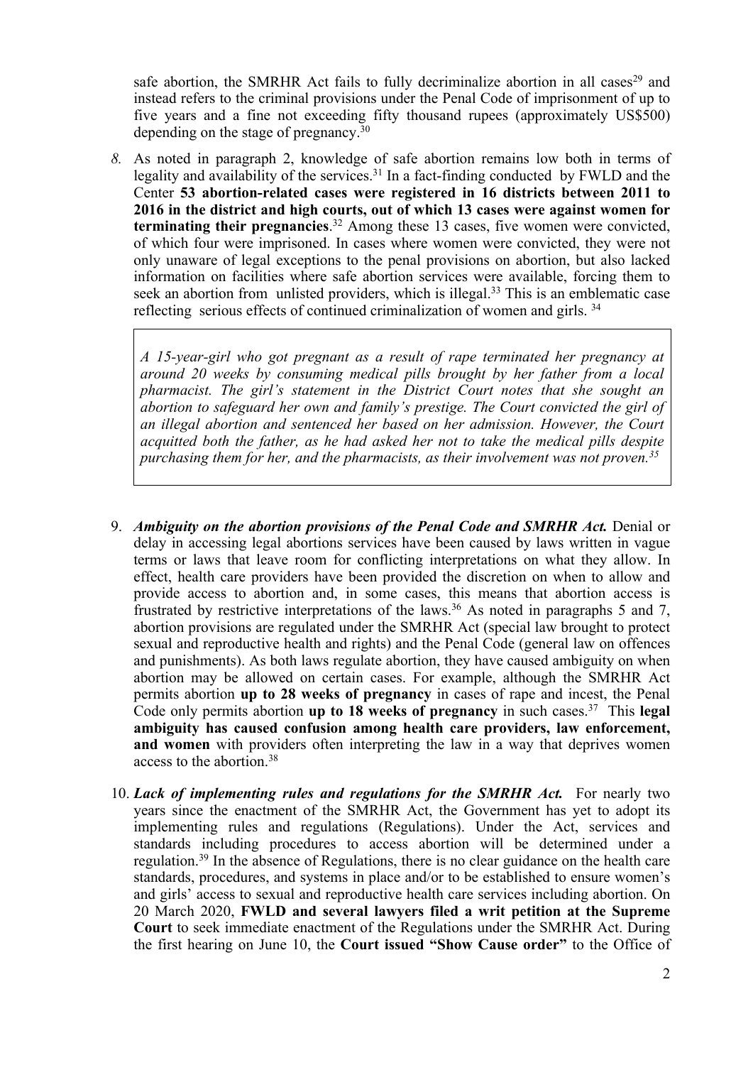safe abortion, the SMRHR Act fails to fully decriminalize abortion in all cases[29] and instead refers to the criminal provisions under the Penal Code of imprisonment of up to five years and a fine not exceeding fifty thousand rupees (approximately US$500) depending on the stage of pregnancy.[30]

*8.* As noted in paragraph 2, knowledge of safe abortion remains low both in terms of legality and availability of the services.[31] In a fact-finding conducted by FWLD and the Center **53 abortion-related cases were registered in 16 districts between 2011 to 2016 in the district and high courts, out of which 13 cases were against women for terminating their pregnancies**.[32] Among these 13 cases, five women were convicted, of which four were imprisoned. In cases where women were convicted, they were not only unaware of legal exceptions to the penal provisions on abortion, but also lacked information on facilities where safe abortion services were available, forcing them to seek an abortion from unlisted providers, which is illegal.[33] This is an emblematic case reflecting serious effects of continued criminalization of women and girls. [34]

> *A 15-year-girl who got pregnant as a result of rape terminated her pregnancy at around 20 weeks by consuming medical pills brought by her father from a local pharmacist. The girl's statement in the District Court notes that she sought an abortion to safeguard her own and family's prestige. The Court convicted the girl of an illegal abortion and sentenced her based on her admission. However, the Court acquitted both the father, as he had asked her not to take the medical pills despite purchasing them for her, and the pharmacists, as their involvement was not proven.[35]*

9. ***Ambiguity on the abortion provisions of the Penal Code and SMRHR Act.*** Denial or delay in accessing legal abortions services have been caused by laws written in vague terms or laws that leave room for conflicting interpretations on what they allow. In effect, health care providers have been provided the discretion on when to allow and provide access to abortion and, in some cases, this means that abortion access is frustrated by restrictive interpretations of the laws.[36] As noted in paragraphs 5 and 7, abortion provisions are regulated under the SMRHR Act (special law brought to protect sexual and reproductive health and rights) and the Penal Code (general law on offences and punishments). As both laws regulate abortion, they have caused ambiguity on when abortion may be allowed on certain cases. For example, although the SMRHR Act permits abortion **up to 28 weeks of pregnancy** in cases of rape and incest, the Penal Code only permits abortion **up to 18 weeks of pregnancy** in such cases.[37] This **legal ambiguity has caused confusion among health care providers, law enforcement, and women** with providers often interpreting the law in a way that deprives women access to the abortion.[38]

10. ***Lack of implementing rules and regulations for the SMRHR Act.*** For nearly two years since the enactment of the SMRHR Act, the Government has yet to adopt its implementing rules and regulations (Regulations). Under the Act, services and standards including procedures to access abortion will be determined under a regulation.[39] In the absence of Regulations, there is no clear guidance on the health care standards, procedures, and systems in place and/or to be established to ensure women's and girls' access to sexual and reproductive health care services including abortion. On 20 March 2020, **FWLD and several lawyers filed a writ petition at the Supreme Court** to seek immediate enactment of the Regulations under the SMRHR Act. During the first hearing on June 10, the **Court issued "Show Cause order"** to the Office of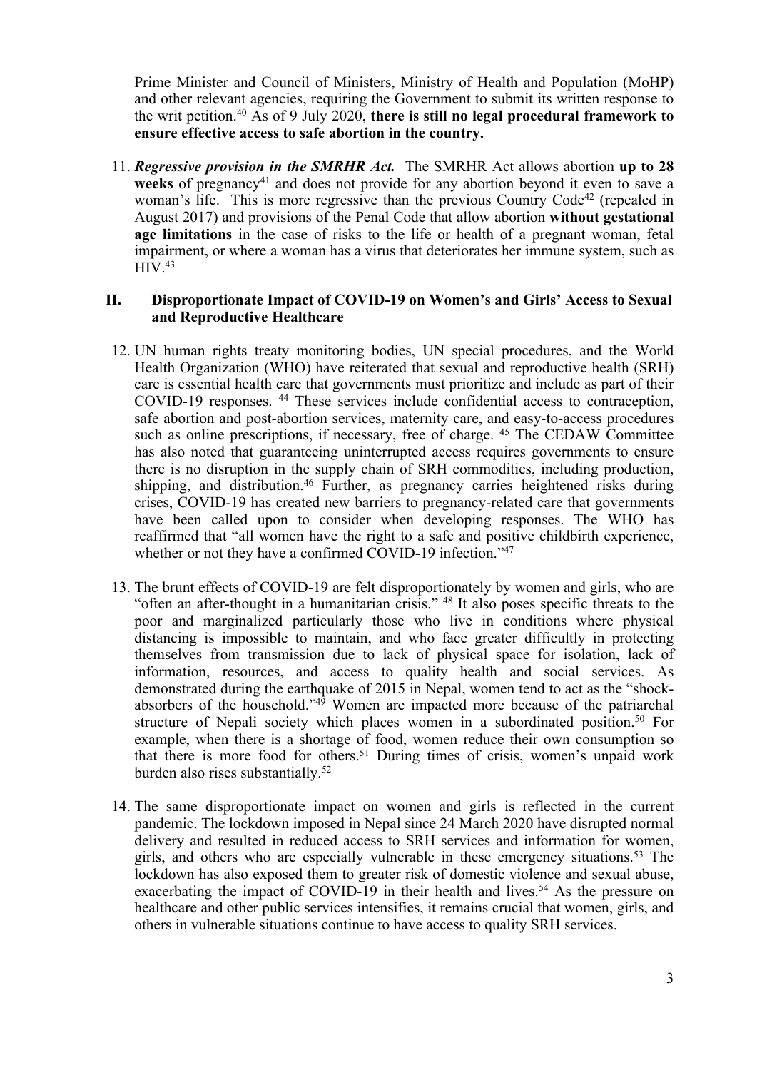Prime Minister and Council of Ministers, Ministry of Health and Population (MoHP) and other relevant agencies, requiring the Government to submit its written response to the writ petition.[40] As of 9 July 2020, **there is still no legal procedural framework to ensure effective access to safe abortion in the country.**

11. ***Regressive provision in the SMRHR Act.*** The SMRHR Act allows abortion **up to 28 weeks** of pregnancy[41] and does not provide for any abortion beyond it even to save a woman's life. This is more regressive than the previous Country Code[42] (repealed in August 2017) and provisions of the Penal Code that allow abortion **without gestational age limitations** in the case of risks to the life or health of a pregnant woman, fetal impairment, or where a woman has a virus that deteriorates her immune system, such as HIV.[43]

## II. Disproportionate Impact of COVID-19 on Women's and Girls' Access to Sexual and Reproductive Healthcare

12. UN human rights treaty monitoring bodies, UN special procedures, and the World Health Organization (WHO) have reiterated that sexual and reproductive health (SRH) care is essential health care that governments must prioritize and include as part of their COVID-19 responses.[44] These services include confidential access to contraception, safe abortion and post-abortion services, maternity care, and easy-to-access procedures such as online prescriptions, if necessary, free of charge.[45] The CEDAW Committee has also noted that guaranteeing uninterrupted access requires governments to ensure there is no disruption in the supply chain of SRH commodities, including production, shipping, and distribution.[46] Further, as pregnancy carries heightened risks during crises, COVID-19 has created new barriers to pregnancy-related care that governments have been called upon to consider when developing responses. The WHO has reaffirmed that "all women have the right to a safe and positive childbirth experience, whether or not they have a confirmed COVID-19 infection."[47]

13. The brunt effects of COVID-19 are felt disproportionately by women and girls, who are "often an after-thought in a humanitarian crisis."[48] It also poses specific threats to the poor and marginalized particularly those who live in conditions where physical distancing is impossible to maintain, and who face greater difficultly in protecting themselves from transmission due to lack of physical space for isolation, lack of information, resources, and access to quality health and social services. As demonstrated during the earthquake of 2015 in Nepal, women tend to act as the "shock-absorbers of the household."[49] Women are impacted more because of the patriarchal structure of Nepali society which places women in a subordinated position.[50] For example, when there is a shortage of food, women reduce their own consumption so that there is more food for others.[51] During times of crisis, women's unpaid work burden also rises substantially.[52]

14. The same disproportionate impact on women and girls is reflected in the current pandemic. The lockdown imposed in Nepal since 24 March 2020 have disrupted normal delivery and resulted in reduced access to SRH services and information for women, girls, and others who are especially vulnerable in these emergency situations.[53] The lockdown has also exposed them to greater risk of domestic violence and sexual abuse, exacerbating the impact of COVID-19 in their health and lives.[54] As the pressure on healthcare and other public services intensifies, it remains crucial that women, girls, and others in vulnerable situations continue to have access to quality SRH services.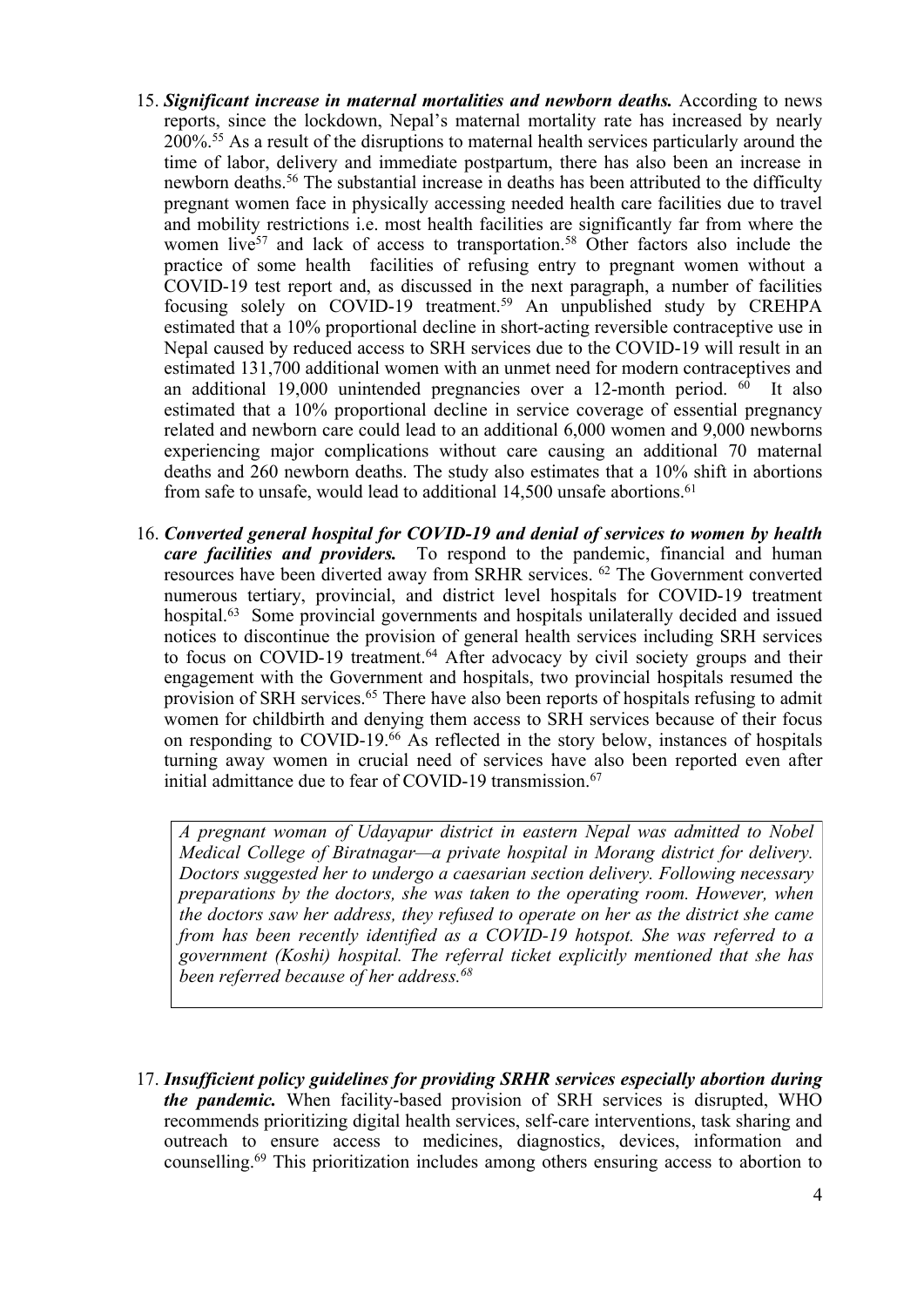15. ***Significant increase in maternal mortalities and newborn deaths.*** According to news reports, since the lockdown, Nepal's maternal mortality rate has increased by nearly 200%.[55] As a result of the disruptions to maternal health services particularly around the time of labor, delivery and immediate postpartum, there has also been an increase in newborn deaths.[56] The substantial increase in deaths has been attributed to the difficulty pregnant women face in physically accessing needed health care facilities due to travel and mobility restrictions i.e. most health facilities are significantly far from where the women live[57] and lack of access to transportation.[58] Other factors also include the practice of some health facilities of refusing entry to pregnant women without a COVID-19 test report and, as discussed in the next paragraph, a number of facilities focusing solely on COVID-19 treatment.[59] An unpublished study by CREHPA estimated that a 10% proportional decline in short-acting reversible contraceptive use in Nepal caused by reduced access to SRH services due to the COVID-19 will result in an estimated 131,700 additional women with an unmet need for modern contraceptives and an additional 19,000 unintended pregnancies over a 12-month period. [60] It also estimated that a 10% proportional decline in service coverage of essential pregnancy related and newborn care could lead to an additional 6,000 women and 9,000 newborns experiencing major complications without care causing an additional 70 maternal deaths and 260 newborn deaths. The study also estimates that a 10% shift in abortions from safe to unsafe, would lead to additional 14,500 unsafe abortions.[61]

16. ***Converted general hospital for COVID-19 and denial of services to women by health care facilities and providers.*** To respond to the pandemic, financial and human resources have been diverted away from SRHR services. [62] The Government converted numerous tertiary, provincial, and district level hospitals for COVID-19 treatment hospital.[63] Some provincial governments and hospitals unilaterally decided and issued notices to discontinue the provision of general health services including SRH services to focus on COVID-19 treatment.[64] After advocacy by civil society groups and their engagement with the Government and hospitals, two provincial hospitals resumed the provision of SRH services.[65] There have also been reports of hospitals refusing to admit women for childbirth and denying them access to SRH services because of their focus on responding to COVID-19.[66] As reflected in the story below, instances of hospitals turning away women in crucial need of services have also been reported even after initial admittance due to fear of COVID-19 transmission.[67]

> *A pregnant woman of Udayapur district in eastern Nepal was admitted to Nobel Medical College of Biratnagar—a private hospital in Morang district for delivery. Doctors suggested her to undergo a caesarian section delivery. Following necessary preparations by the doctors, she was taken to the operating room. However, when the doctors saw her address, they refused to operate on her as the district she came from has been recently identified as a COVID-19 hotspot. She was referred to a government (Koshi) hospital. The referral ticket explicitly mentioned that she has been referred because of her address.[68]*

17. ***Insufficient policy guidelines for providing SRHR services especially abortion during the pandemic.*** When facility-based provision of SRH services is disrupted, WHO recommends prioritizing digital health services, self-care interventions, task sharing and outreach to ensure access to medicines, diagnostics, devices, information and counselling.[69] This prioritization includes among others ensuring access to abortion to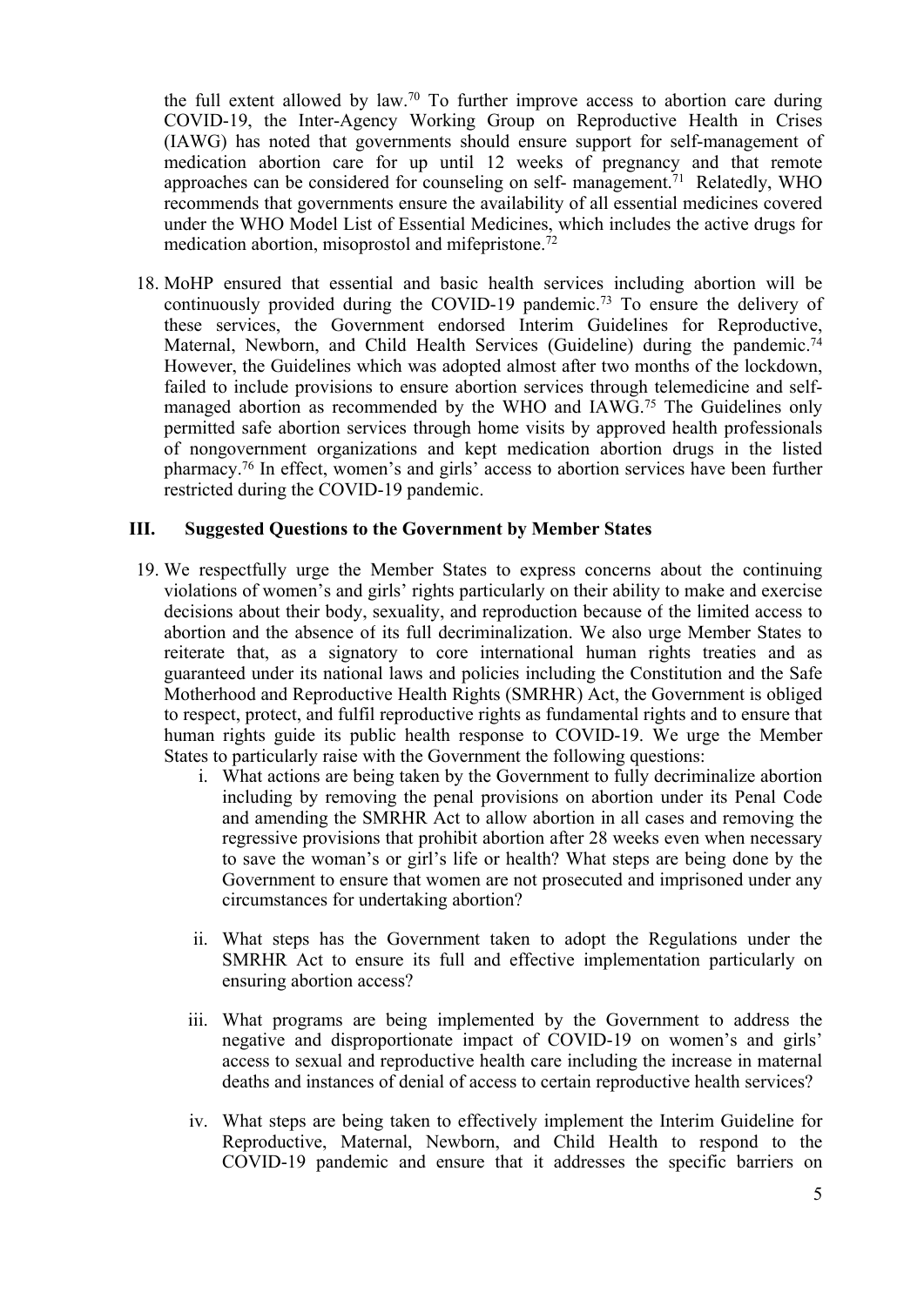the full extent allowed by law.[70] To further improve access to abortion care during COVID-19, the Inter-Agency Working Group on Reproductive Health in Crises (IAWG) has noted that governments should ensure support for self-management of medication abortion care for up until 12 weeks of pregnancy and that remote approaches can be considered for counseling on self- management.[71] Relatedly, WHO recommends that governments ensure the availability of all essential medicines covered under the WHO Model List of Essential Medicines, which includes the active drugs for medication abortion, misoprostol and mifepristone.[72]

18. MoHP ensured that essential and basic health services including abortion will be continuously provided during the COVID-19 pandemic.[73] To ensure the delivery of these services, the Government endorsed Interim Guidelines for Reproductive, Maternal, Newborn, and Child Health Services (Guideline) during the pandemic.[74] However, the Guidelines which was adopted almost after two months of the lockdown, failed to include provisions to ensure abortion services through telemedicine and self-managed abortion as recommended by the WHO and IAWG.[75] The Guidelines only permitted safe abortion services through home visits by approved health professionals of nongovernment organizations and kept medication abortion drugs in the listed pharmacy.[76] In effect, women's and girls' access to abortion services have been further restricted during the COVID-19 pandemic.

## III. Suggested Questions to the Government by Member States

19. We respectfully urge the Member States to express concerns about the continuing violations of women's and girls' rights particularly on their ability to make and exercise decisions about their body, sexuality, and reproduction because of the limited access to abortion and the absence of its full decriminalization. We also urge Member States to reiterate that, as a signatory to core international human rights treaties and as guaranteed under its national laws and policies including the Constitution and the Safe Motherhood and Reproductive Health Rights (SMRHR) Act, the Government is obliged to respect, protect, and fulfil reproductive rights as fundamental rights and to ensure that human rights guide its public health response to COVID-19. We urge the Member States to particularly raise with the Government the following questions:
    i. What actions are being taken by the Government to fully decriminalize abortion including by removing the penal provisions on abortion under its Penal Code and amending the SMRHR Act to allow abortion in all cases and removing the regressive provisions that prohibit abortion after 28 weeks even when necessary to save the woman's or girl's life or health? What steps are being done by the Government to ensure that women are not prosecuted and imprisoned under any circumstances for undertaking abortion?

    ii. What steps has the Government taken to adopt the Regulations under the SMRHR Act to ensure its full and effective implementation particularly on ensuring abortion access?

    iii. What programs are being implemented by the Government to address the negative and disproportionate impact of COVID-19 on women's and girls' access to sexual and reproductive health care including the increase in maternal deaths and instances of denial of access to certain reproductive health services?

    iv. What steps are being taken to effectively implement the Interim Guideline for Reproductive, Maternal, Newborn, and Child Health to respond to the COVID-19 pandemic and ensure that it addresses the specific barriers on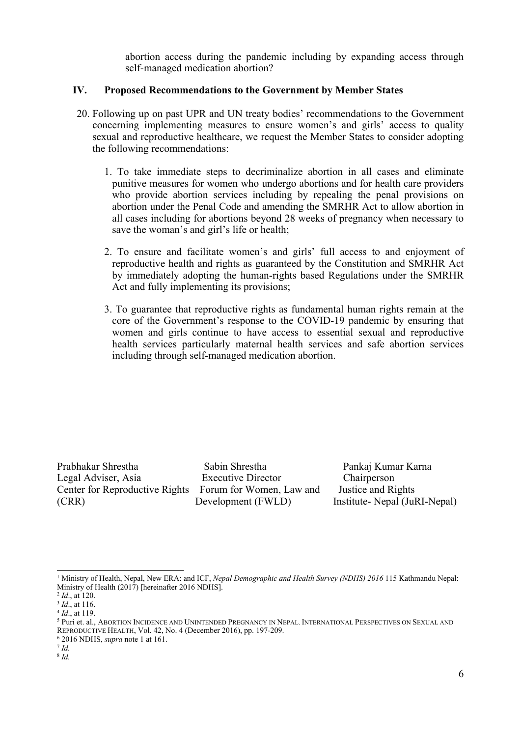abortion access during the pandemic including by expanding access through self-managed medication abortion?

## IV. Proposed Recommendations to the Government by Member States

20. Following up on past UPR and UN treaty bodies' recommendations to the Government concerning implementing measures to ensure women's and girls' access to quality sexual and reproductive healthcare, we request the Member States to consider adopting the following recommendations:

    1. To take immediate steps to decriminalize abortion in all cases and eliminate punitive measures for women who undergo abortions and for health care providers who provide abortion services including by repealing the penal provisions on abortion under the Penal Code and amending the SMRHR Act to allow abortion in all cases including for abortions beyond 28 weeks of pregnancy when necessary to save the woman's and girl's life or health;

    2. To ensure and facilitate women's and girls' full access to and enjoyment of reproductive health and rights as guaranteed by the Constitution and SMRHR Act by immediately adopting the human-rights based Regulations under the SMRHR Act and fully implementing its provisions;

    3. To guarantee that reproductive rights as fundamental human rights remain at the core of the Government's response to the COVID-19 pandemic by ensuring that women and girls continue to have access to essential sexual and reproductive health services particularly maternal health services and safe abortion services including through self-managed medication abortion.

Prabhakar Shrestha
Legal Adviser, Asia
Center for Reproductive Rights (CRR)

Sabin Shrestha
Executive Director
Forum for Women, Law and Development (FWLD)

Pankaj Kumar Karna
Chairperson
Justice and Rights Institute- Nepal (JuRI-Nepal)

---

[1] Ministry of Health, Nepal, New ERA: and ICF, *Nepal Demographic and Health Survey (NDHS) 2016* 115 Kathmandu Nepal: Ministry of Health (2017) [hereinafter 2016 NDHS].

[2] *Id*., at 120.

[3] *Id*., at 116.

[4] *Id*., at 119.

[5] Puri et. al., ABORTION INCIDENCE AND UNINTENDED PREGNANCY IN NEPAL. INTERNATIONAL PERSPECTIVES ON SEXUAL AND REPRODUCTIVE HEALTH, Vol. 42, No. 4 (December 2016), pp. 197-209.

[6] 2016 NDHS, *supra* note 1 at 161.

[7] *Id.*

[8] *Id.*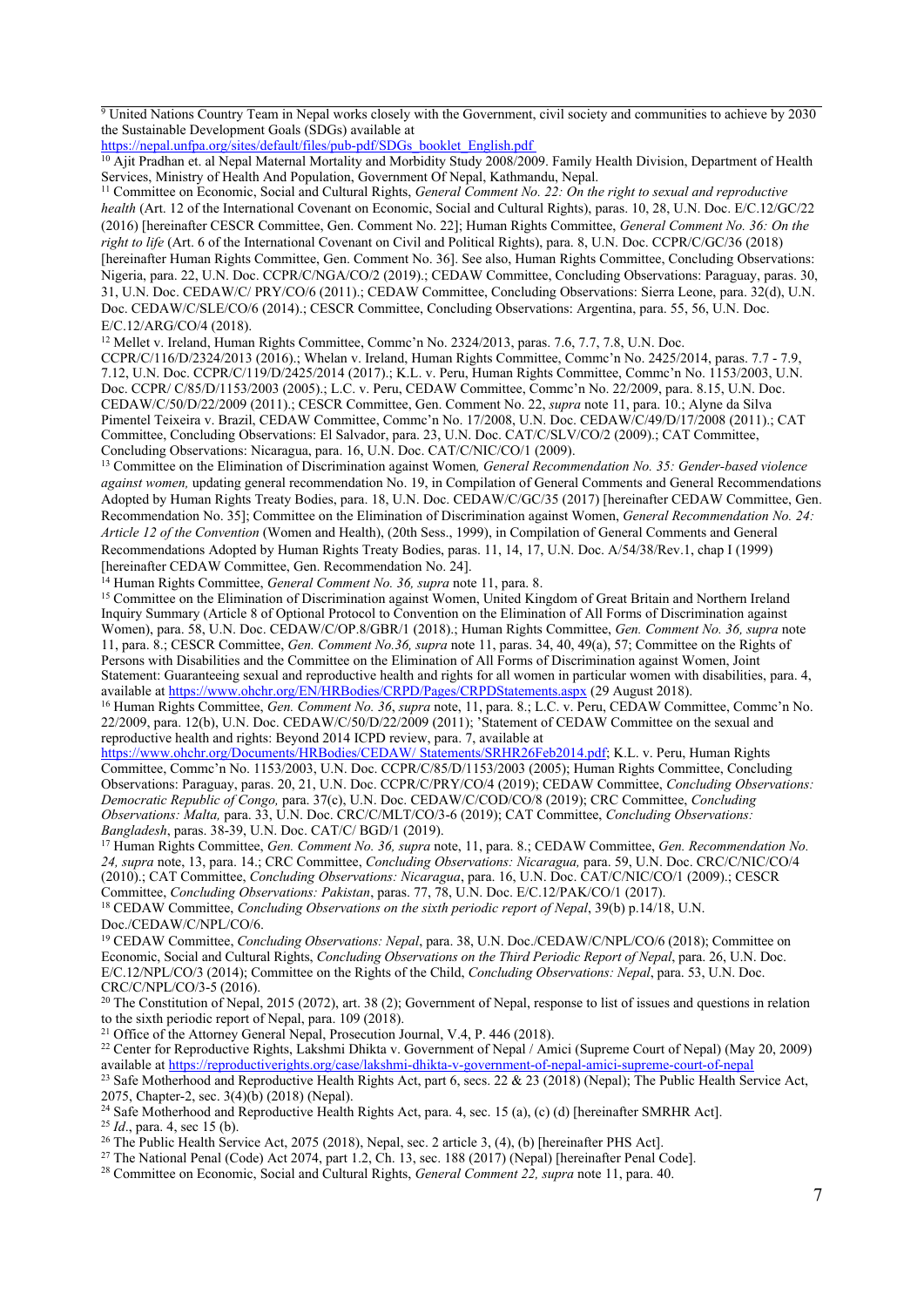[9] United Nations Country Team in Nepal works closely with the Government, civil society and communities to achieve by 2030 the Sustainable Development Goals (SDGs) available at https://nepal.unfpa.org/sites/default/files/pub-pdf/SDGs_booklet_English.pdf

[10] Ajit Pradhan et. al Nepal Maternal Mortality and Morbidity Study 2008/2009. Family Health Division, Department of Health Services, Ministry of Health And Population, Government Of Nepal, Kathmandu, Nepal.

[11] Committee on Economic, Social and Cultural Rights, *General Comment No. 22: On the right to sexual and reproductive health* (Art. 12 of the International Covenant on Economic, Social and Cultural Rights), paras. 10, 28, U.N. Doc. E/C.12/GC/22 (2016) [hereinafter CESCR Committee, Gen. Comment No. 22]; Human Rights Committee, *General Comment No. 36: On the right to life* (Art. 6 of the International Covenant on Civil and Political Rights), para. 8, U.N. Doc. CCPR/C/GC/36 (2018) [hereinafter Human Rights Committee, Gen. Comment No. 36]. See also, Human Rights Committee, Concluding Observations: Nigeria, para. 22, U.N. Doc. CCPR/C/NGA/CO/2 (2019).; CEDAW Committee, Concluding Observations: Paraguay, paras. 30, 31, U.N. Doc. CEDAW/C/ PRY/CO/6 (2011).; CEDAW Committee, Concluding Observations: Sierra Leone, para. 32(d), U.N. Doc. CEDAW/C/SLE/CO/6 (2014).; CESCR Committee, Concluding Observations: Argentina, para. 55, 56, U.N. Doc. E/C.12/ARG/CO/4 (2018).

[12] Mellet v. Ireland, Human Rights Committee, Commc'n No. 2324/2013, paras. 7.6, 7.7, 7.8, U.N. Doc. CCPR/C/116/D/2324/2013 (2016).; Whelan v. Ireland, Human Rights Committee, Commc'n No. 2425/2014, paras. 7.7 - 7.9, 7.12, U.N. Doc. CCPR/C/119/D/2425/2014 (2017).; K.L. v. Peru, Human Rights Committee, Commc'n No. 1153/2003, U.N. Doc. CCPR/ C/85/D/1153/2003 (2005).; L.C. v. Peru, CEDAW Committee, Commc'n No. 22/2009, para. 8.15, U.N. Doc. CEDAW/C/50/D/22/2009 (2011).; CESCR Committee, Gen. Comment No. 22, *supra* note 11, para. 10.; Alyne da Silva Pimentel Teixeira v. Brazil, CEDAW Committee, Commc'n No. 17/2008, U.N. Doc. CEDAW/C/49/D/17/2008 (2011).; CAT Committee, Concluding Observations: El Salvador, para. 23, U.N. Doc. CAT/C/SLV/CO/2 (2009).; CAT Committee, Concluding Observations: Nicaragua, para. 16, U.N. Doc. CAT/C/NIC/CO/1 (2009).

[13] Committee on the Elimination of Discrimination against Women*, General Recommendation No. 35: Gender-based violence against women,* updating general recommendation No. 19, in Compilation of General Comments and General Recommendations Adopted by Human Rights Treaty Bodies, para. 18, U.N. Doc. CEDAW/C/GC/35 (2017) [hereinafter CEDAW Committee, Gen. Recommendation No. 35]; Committee on the Elimination of Discrimination against Women, *General Recommendation No. 24: Article 12 of the Convention* (Women and Health), (20th Sess., 1999), in Compilation of General Comments and General Recommendations Adopted by Human Rights Treaty Bodies, paras. 11, 14, 17, U.N. Doc. A/54/38/Rev.1, chap I (1999) [hereinafter CEDAW Committee, Gen. Recommendation No. 24].

[14] Human Rights Committee, *General Comment No. 36, supra* note 11, para. 8.

[15] Committee on the Elimination of Discrimination against Women, United Kingdom of Great Britain and Northern Ireland Inquiry Summary (Article 8 of Optional Protocol to Convention on the Elimination of All Forms of Discrimination against Women), para. 58, U.N. Doc. CEDAW/C/OP.8/GBR/1 (2018).; Human Rights Committee, *Gen. Comment No. 36, supra* note 11, para. 8.; CESCR Committee, *Gen. Comment No.36, supra* note 11, paras. 34, 40, 49(a), 57; Committee on the Rights of Persons with Disabilities and the Committee on the Elimination of All Forms of Discrimination against Women, Joint Statement: Guaranteeing sexual and reproductive health and rights for all women in particular women with disabilities, para. 4, available at https://www.ohchr.org/EN/HRBodies/CRPD/Pages/CRPDStatements.aspx (29 August 2018).

[16] Human Rights Committee, *Gen. Comment No. 36*, *supra* note, 11, para. 8.; L.C. v. Peru, CEDAW Committee, Commc'n No. 22/2009, para. 12(b), U.N. Doc. CEDAW/C/50/D/22/2009 (2011); 'Statement of CEDAW Committee on the sexual and reproductive health and rights: Beyond 2014 ICPD review, para. 7, available at https://www.ohchr.org/Documents/HRBodies/CEDAW/ Statements/SRHR26Feb2014.pdf; K.L. v. Peru, Human Rights Committee, Commc'n No. 1153/2003, U.N. Doc. CCPR/C/85/D/1153/2003 (2005); Human Rights Committee, Concluding Observations: Paraguay, paras. 20, 21, U.N. Doc. CCPR/C/PRY/CO/4 (2019); CEDAW Committee, *Concluding Observations: Democratic Republic of Congo,* para. 37(c), U.N. Doc. CEDAW/C/COD/CO/8 (2019); CRC Committee, *Concluding Observations: Malta,* para. 33, U.N. Doc. CRC/C/MLT/CO/3-6 (2019); CAT Committee, *Concluding Observations: Bangladesh*, paras. 38-39, U.N. Doc. CAT/C/ BGD/1 (2019).

[17] Human Rights Committee, *Gen. Comment No. 36, supra* note, 11, para. 8.; CEDAW Committee, *Gen. Recommendation No. 24, supra* note, 13, para. 14.; CRC Committee, *Concluding Observations: Nicaragua,* para. 59, U.N. Doc. CRC/C/NIC/CO/4 (2010).; CAT Committee, *Concluding Observations: Nicaragua*, para. 16, U.N. Doc. CAT/C/NIC/CO/1 (2009).; CESCR Committee, *Concluding Observations: Pakistan*, paras. 77, 78, U.N. Doc. E/C.12/PAK/CO/1 (2017).

[18] CEDAW Committee, *Concluding Observations on the sixth periodic report of Nepal*, 39(b) p.14/18, U.N. Doc./CEDAW/C/NPL/CO/6.

[19] CEDAW Committee, *Concluding Observations: Nepal*, para. 38, U.N. Doc./CEDAW/C/NPL/CO/6 (2018); Committee on Economic, Social and Cultural Rights, *Concluding Observations on the Third Periodic Report of Nepal*, para. 26, U.N. Doc. E/C.12/NPL/CO/3 (2014); Committee on the Rights of the Child, *Concluding Observations: Nepal*, para. 53, U.N. Doc. CRC/C/NPL/CO/3-5 (2016).

[20] The Constitution of Nepal, 2015 (2072), art. 38 (2); Government of Nepal, response to list of issues and questions in relation to the sixth periodic report of Nepal, para. 109 (2018).

[21] Office of the Attorney General Nepal, Prosecution Journal, V.4, P. 446 (2018).

[22] Center for Reproductive Rights, Lakshmi Dhikta v. Government of Nepal / Amici (Supreme Court of Nepal) (May 20, 2009) available at https://reproductiverights.org/case/lakshmi-dhikta-v-government-of-nepal-amici-supreme-court-of-nepal

[23] Safe Motherhood and Reproductive Health Rights Act, part 6, secs. 22 & 23 (2018) (Nepal); The Public Health Service Act, 2075, Chapter-2, sec. 3(4)(b) (2018) (Nepal).

[24] Safe Motherhood and Reproductive Health Rights Act, para. 4, sec. 15 (a), (c) (d) [hereinafter SMRHR Act].

[25] *Id*., para. 4, sec 15 (b).

[26] The Public Health Service Act, 2075 (2018), Nepal, sec. 2 article 3, (4), (b) [hereinafter PHS Act].

[27] The National Penal (Code) Act 2074, part 1.2, Ch. 13, sec. 188 (2017) (Nepal) [hereinafter Penal Code].

[28] Committee on Economic, Social and Cultural Rights, *General Comment 22, supra* note 11, para. 40.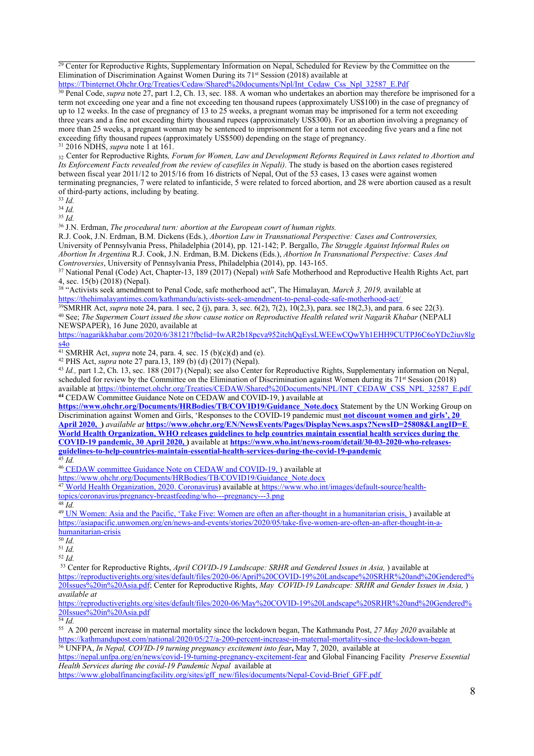[29] Center for Reproductive Rights, Supplementary Information on Nepal, Scheduled for Review by the Committee on the Elimination of Discrimination Against Women During its 71[st] Session (2018) available at https://Tbinternet.Ohchr.Org/Treaties/Cedaw/Shared%20documents/Npl/Int_Cedaw_Css_Npl_32587_E.Pdf

[30] Penal Code, *supra* note 27, part 1.2, Ch. 13, sec. 188. A woman who undertakes an abortion may therefore be imprisoned for a term not exceeding one year and a fine not exceeding ten thousand rupees (approximately US$100) in the case of pregnancy of up to 12 weeks. In the case of pregnancy of 13 to 25 weeks, a pregnant woman may be imprisoned for a term not exceeding three years and a fine not exceeding thirty thousand rupees (approximately US$300). For an abortion involving a pregnancy of more than 25 weeks, a pregnant woman may be sentenced to imprisonment for a term not exceeding five years and a fine not exceeding fifty thousand rupees (approximately US$500) depending on the stage of pregnancy.

[31] 2016 NDHS, *supra* note 1 at 161.

[32] Center for Reproductive Rights*, Forum for Women, Law and Development Reforms Required in Laws related to Abortion and Its Enforcement Facts revealed from the review of casefiles in Nepali)*. The study is based on the abortion cases registered between fiscal year 2011/12 to 2015/16 from 16 districts of Nepal, Out of the 53 cases, 13 cases were against women terminating pregnancies, 7 were related to infanticide, 5 were related to forced abortion, and 28 were abortion caused as a result of third-party actions, including by beating.

[33] *Id.*

[34] *Id.*

[35] *Id.*

[36] J.N. Erdman, *The procedural turn: abortion at the European court of human rights.* R.J. Cook, J.N. Erdman, B.M. Dickens (Eds.), *Abortion Law in Transnational Perspective: Cases and Controversies,* University of Pennsylvania Press, Philadelphia (2014), pp. 121-142; P. Bergallo, *The Struggle Against Informal Rules on Abortion In Argentina* R.J. Cook, J.N. Erdman, B.M. Dickens (Eds.), *Abortion In Transnational Perspective: Cases And Controversies*, University of Pennsylvania Press, Philadelphia (2014), pp. 143-165.

[37] National Penal (Code) Act, Chapter-13, 189 (2017) (Nepal) *with* Safe Motherhood and Reproductive Health Rights Act, part 4, sec. 15(b) (2018) (Nepal).

[38] "Activists seek amendment to Penal Code, safe motherhood act", The Himalayan*, March 3, 2019,* available at https://thehimalayantimes.com/kathmandu/activists-seek-amendment-to-penal-code-safe-motherhood-act/

[39] SMRHR Act, *supra* note 24, para. 1 sec, 2 (j), para. 3, sec. 6(2), 7(2), 10(2,3), para. sec 18(2,3), and para. 6 sec 22(3).

[40] See; *The Supermen Court issued the show cause notice on Reproductive Health related writ Nagarik Khabar* (NEPALI NEWSPAPER), 16 June 2020, available at https://nagarikkhabar.com/2020/6/38121?fbclid=IwAR2b18pcva952itchQqEysLWEEwCQwYh1EHH9CUTPJ6C6oYDc2iuv8lgs4o

[41] SMRHR Act, *supra* note 24, para. 4*,* sec. 15 (b)(c)(d) and (e).

[42] PHS Act, *supra* note 27 para.13, 189 (b) (d) (2017) (Nepal).

[43] *Id.,* part 1.2, Ch. 13, sec. 188 (2017) (Nepal); see also Center for Reproductive Rights, Supplementary information on Nepal, scheduled for review by the Committee on the Elimination of Discrimination against Women during its 71[st] Session (2018) available at https://tbinternet.ohchr.org/Treaties/CEDAW/Shared%20Documents/NPL/INT_CEDAW_CSS_NPL_32587_E.pdf

[44] CEDAW Committee Guidance Note on CEDAW and COVID-19, **)** available at **https://www.ohchr.org/Documents/HRBodies/TB/COVID19/Guidance_Note.docx** Statement by the UN Working Group on Discrimination against Women and Girls, 'Responses to the COVID-19 pandemic must **not discount women and girls', 20 April 2020, )** *available at* **https://www.ohchr.org/EN/NewsEvents/Pages/DisplayNews.aspx?NewsID=25808&LangID=E World Health Organization, WHO releases guidelines to help countries maintain essential health services during the COVID-19 pandemic, 30 April 2020. )** available at **https://www.who.int/news-room/detail/30-03-2020-who-releases-guidelines-to-help-countries-maintain-essential-health-services-during-the-covid-19-pandemic**

[45] *Id.*

[46] CEDAW committee Guidance Note on CEDAW and COVID-19, ) available at https://www.ohchr.org/Documents/HRBodies/TB/COVID19/Guidance_Note.docx

[47] World Health Organization, 2020. Coronavirus) available at https://www.who.int/images/default-source/health-topics/coronavirus/pregnancy-breastfeeding/who---pregnancy---3.png

[48] *Id.*

[49] UN Women: Asia and the Pacific, 'Take Five: Women are often an after-thought in a humanitarian crisis, ) available at https://asiapacific.unwomen.org/en/news-and-events/stories/2020/05/take-five-women-are-often-an-after-thought-in-a-humanitarian-crisis

[50] *Id.*

[51] *Id.*

[52] *Id.*

[53] Center for Reproductive Rights, *April COVID-19 Landscape: SRHR and Gendered Issues in Asia,* ) available at https://reproductiverights.org/sites/default/files/2020-06/April%20COVID-19%20Landscape%20SRHR%20and%20Gendered%20Issues%20in%20Asia.pdf; Center for Reproductive Rights, *May COVID-19 Landscape: SRHR and Gender Issues in Asia,* ) *available at* https://reproductiverights.org/sites/default/files/2020-06/May%20COVID-19%20Landscape%20SRHR%20and%20Gendered%20Issues%20in%20Asia.pdf

[54] *Id.*

[55] A 200 percent increase in maternal mortality since the lockdown began, The Kathmandu Post, *27 May 2020* available at https://kathmandupost.com/national/2020/05/27/a-200-percent-increase-in-maternal-mortality-since-the-lockdown-began

[56] UNFPA, *In Nepal, COVID-19 turning pregnancy excitement into fear***,** May 7, 2020, available at https://nepal.unfpa.org/en/news/covid-19-turning-pregnancy-excitement-fear and Global Financing Facility *Preserve Essential Health Services during the covid-19 Pandemic Nepal* available at https://www.globalfinancingfacility.org/sites/gff_new/files/documents/Nepal-Covid-Brief_GFF.pdf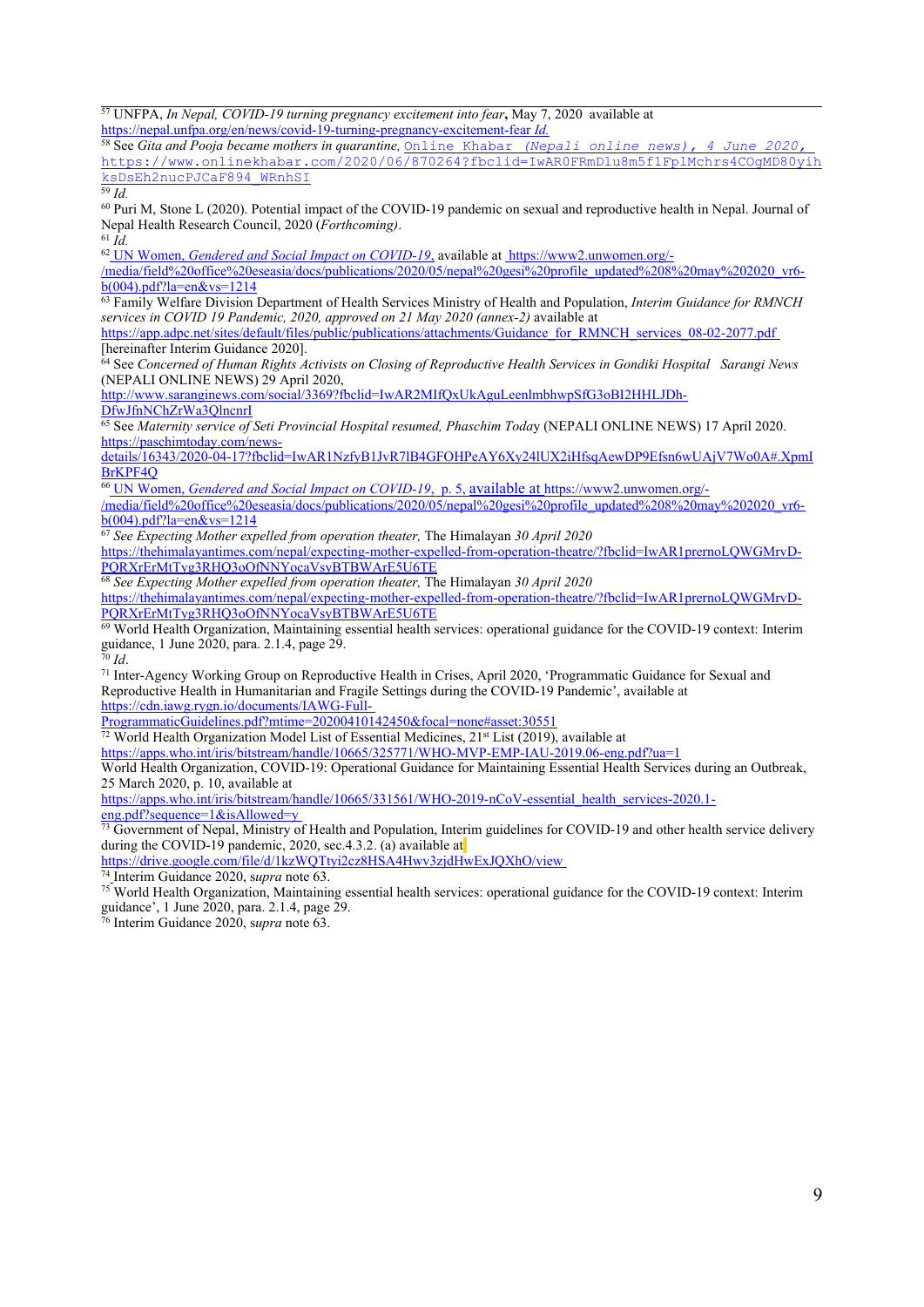[57] UNFPA, *In Nepal, COVID-19 turning pregnancy excitement into fear***,** May 7, 2020 available at https://nepal.unfpa.org/en/news/covid-19-turning-pregnancy-excitement-fear *Id.*

[58] See *Gita and Pooja became mothers in quarantine,* Online Khabar (Nepali online news), 4 June 2020, https://www.onlinekhabar.com/2020/06/870264?fbclid=IwAR0FRmDlu8m5f1Fp1Mchrs4COgMD80yihksDsEh2nucPJCaF894_WRnhSI

[59] *Id.*

[60] Puri M, Stone L (2020). Potential impact of the COVID-19 pandemic on sexual and reproductive health in Nepal. Journal of Nepal Health Research Council, 2020 (*Forthcoming)*.

[61] *Id.*

[62] UN Women, *Gendered and Social Impact on COVID-19*, available at https://www2.unwomen.org/-/media/field%20office%20eseasia/docs/publications/2020/05/nepal%20gesi%20profile_updated%208%20may%202020_vr6-b(004).pdf?la=en&vs=1214

[63] Family Welfare Division Department of Health Services Ministry of Health and Population, *Interim Guidance for RMNCH services in COVID 19 Pandemic, 2020, approved on 21 May 2020 (annex-2)* available at https://app.adpc.net/sites/default/files/public/publications/attachments/Guidance_for_RMNCH_services_08-02-2077.pdf [hereinafter Interim Guidance 2020].

[64] See *Concerned of Human Rights Activists on Closing of Reproductive Health Services in Gondiki Hospital Sarangi News* (NEPALI ONLINE NEWS) 29 April 2020, http://www.saranginews.com/social/3369?fbclid=IwAR2MIfQxUkAguLeenlmbhwpSfG3oBI2HHLJDh-DfwJfnNChZrWa3Qlncnrl

[65] See *Maternity service of Seti Provincial Hospital resumed, Phaschim Today* (NEPALI ONLINE NEWS) 17 April 2020. https://paschimtoday.com/news-details/16343/2020-04-17?fbclid=IwAR1NzfyB1JvR7lB4GFOHPeAY6Xy24lUX2iHfsqAewDP9Efsn6wUAjV7Wo0A#.XpmIBrKPF4Q

[66] UN Women, *Gendered and Social Impact on COVID-19*, p. 5, available at https://www2.unwomen.org/-/media/field%20office%20eseasia/docs/publications/2020/05/nepal%20gesi%20profile_updated%208%20may%202020_vr6-b(004).pdf?la=en&vs=1214

[67] *See Expecting Mother expelled from operation theater,* The Himalayan *30 April 2020* https://thehimalayantimes.com/nepal/expecting-mother-expelled-from-operation-theatre/?fbclid=IwAR1prernoLQWGMrvD-PQRXrErMtTyg3RHQ3oOfNNYocaVsyBTBWArE5U6TE

[68] *See Expecting Mother expelled from operation theater,* The Himalayan *30 April 2020* https://thehimalayantimes.com/nepal/expecting-mother-expelled-from-operation-theatre/?fbclid=IwAR1prernoLQWGMrvD-PQRXrErMtTyg3RHQ3oOfNNYocaVsyBTBWArE5U6TE

[69] World Health Organization, Maintaining essential health services: operational guidance for the COVID-19 context: Interim guidance, 1 June 2020, para. 2.1.4, page 29.

[70] *Id*.

[71] Inter-Agency Working Group on Reproductive Health in Crises, April 2020, 'Programmatic Guidance for Sexual and Reproductive Health in Humanitarian and Fragile Settings during the COVID-19 Pandemic', available at https://cdn.iawg.rygn.io/documents/IAWG-Full-ProgrammaticGuidelines.pdf?mtime=20200410142450&focal=none#asset:30551

[72] World Health Organization Model List of Essential Medicines, 21st List (2019), available at https://apps.who.int/iris/bitstream/handle/10665/325771/WHO-MVP-EMP-IAU-2019.06-eng.pdf?ua=1

World Health Organization, COVID-19: Operational Guidance for Maintaining Essential Health Services during an Outbreak, 25 March 2020, p. 10, available at https://apps.who.int/iris/bitstream/handle/10665/331561/WHO-2019-nCoV-essential_health_services-2020.1-eng.pdf?sequence=1&isAllowed=y

[73] Government of Nepal, Ministry of Health and Population, Interim guidelines for COVID-19 and other health service delivery during the COVID-19 pandemic, 2020, sec.4.3.2. (a) available at https://drive.google.com/file/d/1kzWQTtyi2cz8HSA4Hwv3zjdHwExJQXhO/view

[74] Interim Guidance 2020, s*upra* note 63.

[75] World Health Organization, Maintaining essential health services: operational guidance for the COVID-19 context: Interim guidance', 1 June 2020, para. 2.1.4, page 29.

[76] Interim Guidance 2020, s*upra* note 63.